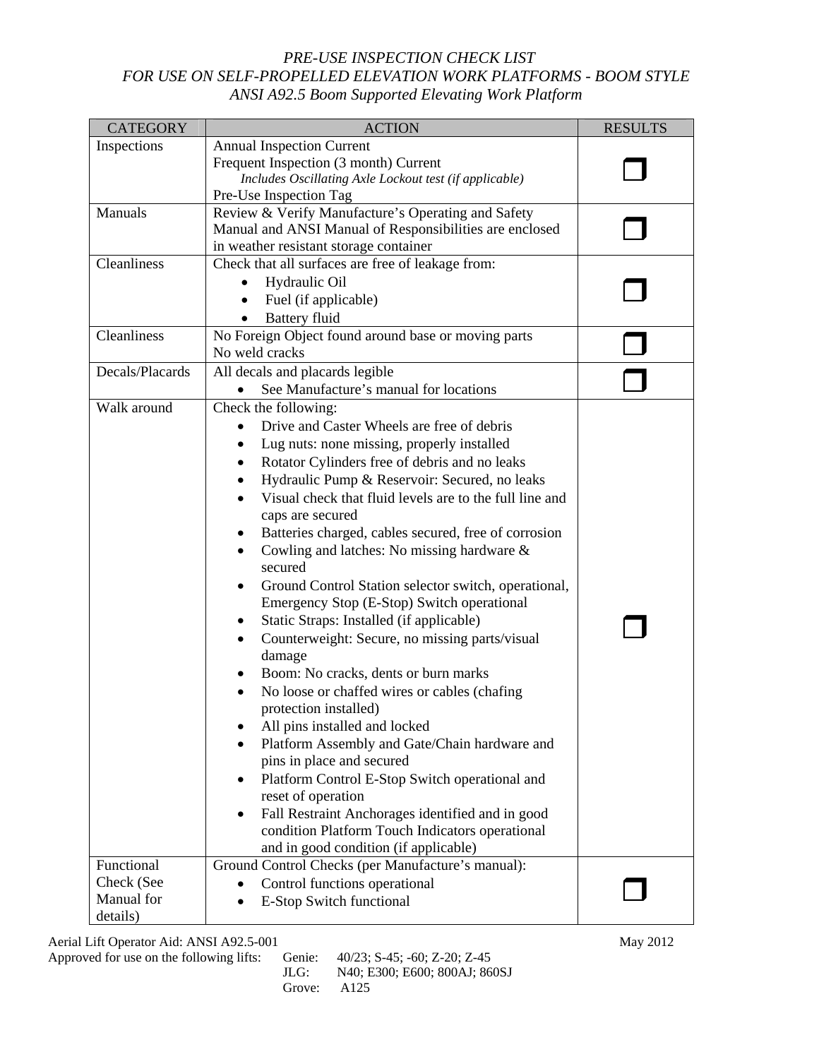*PRE-USE INSPECTION CHECK LIST*
*FOR USE ON SELF-PROPELLED ELEVATION WORK PLATFORMS - BOOM STYLE*
*ANSI A92.5 Boom Supported Elevating Work Platform*

| CATEGORY | ACTION | RESULTS |
|---|---|---|
| Inspections | Annual Inspection Current<br>Frequent Inspection (3 month) Current<br>*Includes Oscillating Axle Lockout test (if applicable)*<br>Pre-Use Inspection Tag | ❒ |
| Manuals | Review & Verify Manufacture's Operating and Safety Manual and ANSI Manual of Responsibilities are enclosed in weather resistant storage container | ❒ |
| Cleanliness | Check that all surfaces are free of leakage from:<br>• Hydraulic Oil<br>• Fuel (if applicable)<br>• Battery fluid | ❒ |
| Cleanliness | No Foreign Object found around base or moving parts<br>No weld cracks | ❒ |
| Decals/Placards | All decals and placards legible<br>• See Manufacture's manual for locations | ❒ |
| Walk around | Check the following:<br>• Drive and Caster Wheels are free of debris<br>• Lug nuts: none missing, properly installed<br>• Rotator Cylinders free of debris and no leaks<br>• Hydraulic Pump & Reservoir: Secured, no leaks<br>• Visual check that fluid levels are to the full line and caps are secured<br>• Batteries charged, cables secured, free of corrosion<br>• Cowling and latches: No missing hardware & secured<br>• Ground Control Station selector switch, operational, Emergency Stop (E-Stop) Switch operational<br>• Static Straps: Installed (if applicable)<br>• Counterweight: Secure, no missing parts/visual damage<br>• Boom: No cracks, dents or burn marks<br>• No loose or chaffed wires or cables (chafing protection installed)<br>• All pins installed and locked<br>• Platform Assembly and Gate/Chain hardware and pins in place and secured<br>• Platform Control E-Stop Switch operational and reset of operation<br>• Fall Restraint Anchorages identified and in good condition Platform Touch Indicators operational and in good condition (if applicable) | ❒ |
| Functional Check (See Manual for details) | Ground Control Checks (per Manufacture's manual):<br>• Control functions operational<br>• E-Stop Switch functional | ❒ |

Aerial Lift Operator Aid: ANSI A92.5-001 May 2012

Approved for use on the following lifts:
Genie: 40/23; S-45; -60; Z-20; Z-45
JLG: N40; E300; E600; 800AJ; 860SJ
Grove: A125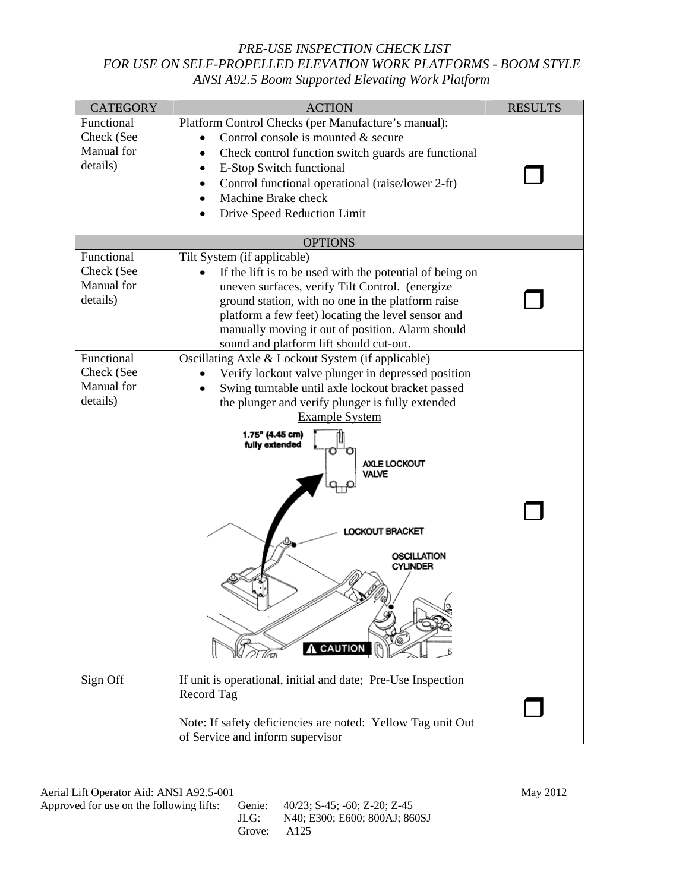*PRE-USE INSPECTION CHECK LIST*
*FOR USE ON SELF-PROPELLED ELEVATION WORK PLATFORMS - BOOM STYLE*
*ANSI A92.5 Boom Supported Elevating Work Platform*

| CATEGORY | ACTION | RESULTS |
|---|---|---|
| Functional Check (See Manual for details) | Platform Control Checks (per Manufacture's manual):<br>• Control console is mounted & secure<br>• Check control function switch guards are functional<br>• E-Stop Switch functional<br>• Control functional operational (raise/lower 2-ft)<br>• Machine Brake check<br>• Drive Speed Reduction Limit | ❐ |
| | OPTIONS | |
| Functional Check (See Manual for details) | Tilt System (if applicable)<br>• If the lift is to be used with the potential of being on uneven surfaces, verify Tilt Control. (energize ground station, with no one in the platform raise platform a few feet) locating the level sensor and manually moving it out of position. Alarm should sound and platform lift should cut-out. | ❐ |
| Functional Check (See Manual for details) | Oscillating Axle & Lockout System (if applicable)<br>• Verify lockout valve plunger in depressed position<br>• Swing turntable until axle lockout bracket passed the plunger and verify plunger is fully extended<br>Example System<br>1.75" (4.45 cm) fully extended<br>AXLE LOCKOUT VALVE<br>LOCKOUT BRACKET<br>OSCILLATION CYLINDER<br>CAUTION | ❐ |
| Sign Off | If unit is operational, initial and date; Pre-Use Inspection Record Tag<br><br>Note: If safety deficiencies are noted: Yellow Tag unit Out of Service and inform supervisor | ❐ |

Aerial Lift Operator Aid: ANSI A92.5-001 May 2012

Approved for use on the following lifts:
- Genie: 40/23; S-45; -60; Z-20; Z-45
- JLG: N40; E300; E600; 800AJ; 860SJ
- Grove: A125